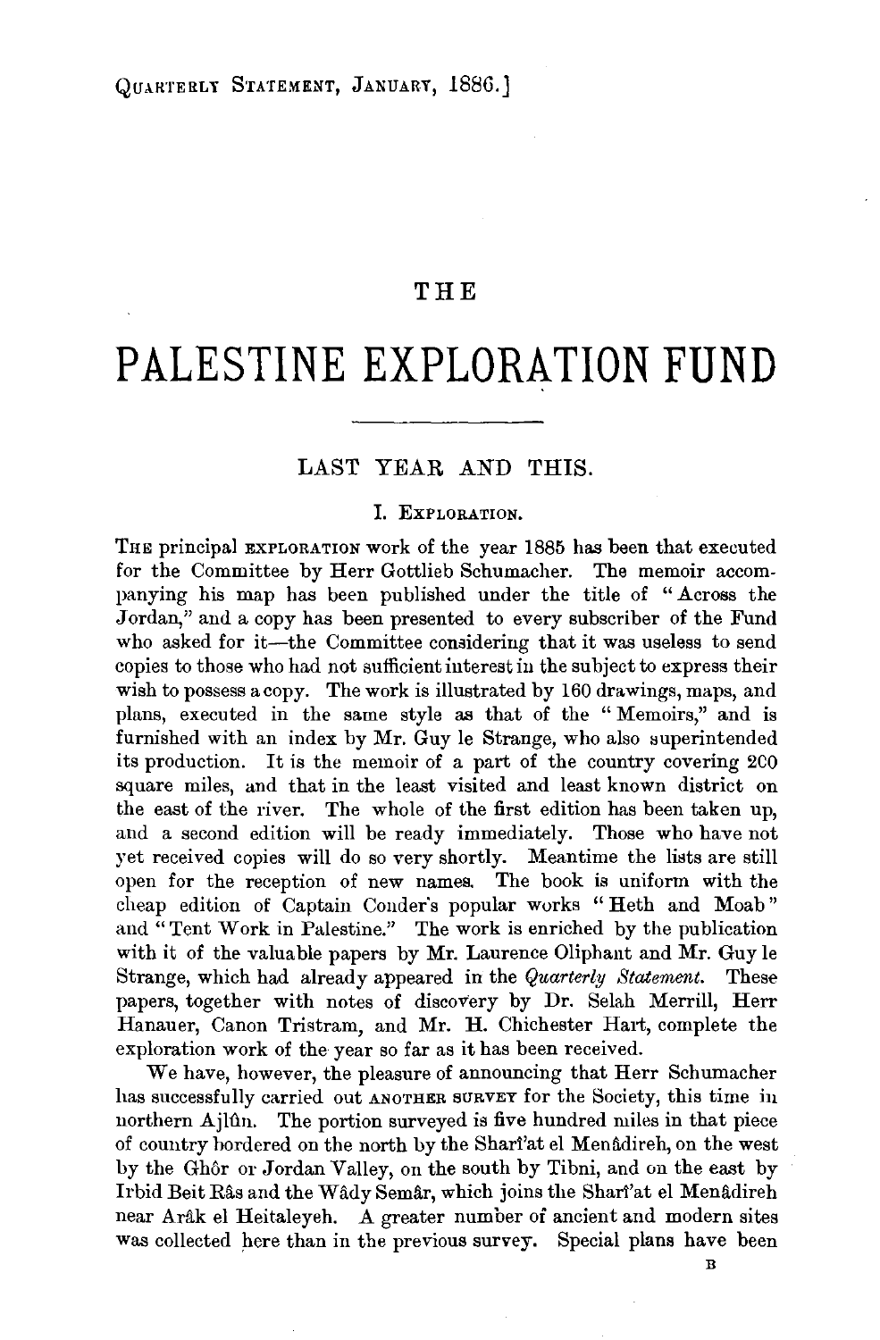# THE PALESTINE EXPLORATION FUND

## LAST YEAR AND THIS.

### I. EXPLORATION.

THE principal EXPLORATION work of the year 1885 has been that executed for the Committee by Herr Gottlieb Schumacher. The memoir accompanying his map has been published under the title of "Across the Jordan," and a copy has been presented to every subscriber of the Fund who asked for it—the Committee considering that it was useless to send copies to those who had not sufficient interest in the subject to express their wish to possess a copy. The work is illustrated by 160 drawings, maps, and plans, executed in the same style as that of the "Memoirs," and is furnished with an index by Mr. Guy le Strange, who also superintended its production. It is the memoir of a part of the country covering 200 square miles, and that in the least visited and least known district on the east of the river. The whole of the first edition has been taken up, and a second edition will be ready immediately. Those who have not yet received copies will do so very shortly. Meantime the lists are still open for the reception of new names. The book is uniform with the cheap edition of Captain Conder's popular works "Heth and Moab" and "Tent Work in Palestine." The work is enriched by the publication with it of the valuable papers by Mr. Laurence Oliphant and Mr. Guy le Strange, which had already appeared in the *Quarterly Statement*. These papers, together with notes of discovery by Dr. Selah Merrill, Herr Hanauer, Canon Tristram, and Mr. H. Chichester Hart, complete the exploration work of the year so far as it has been received.

We have, however, the pleasure of announcing that Herr Schumacher has successfully carried out ANOTHER SURVEY for the Society, this time in northern Ajlûn. The portion surveyed is five hundred miles in that piece of country bordered on the north by the Sharî'at el Menâdireh, on the west by the Ghôr or Jordan Valley, on the south by Tibni, and on the east by Irbid Beit Râs and the Wâdy Semâr, which joins the Sharî'at el Menâdireh near Arâk el Heitaleyeh. A greater number of ancient and modern sites was collected here than in the previous survey. Special plans have been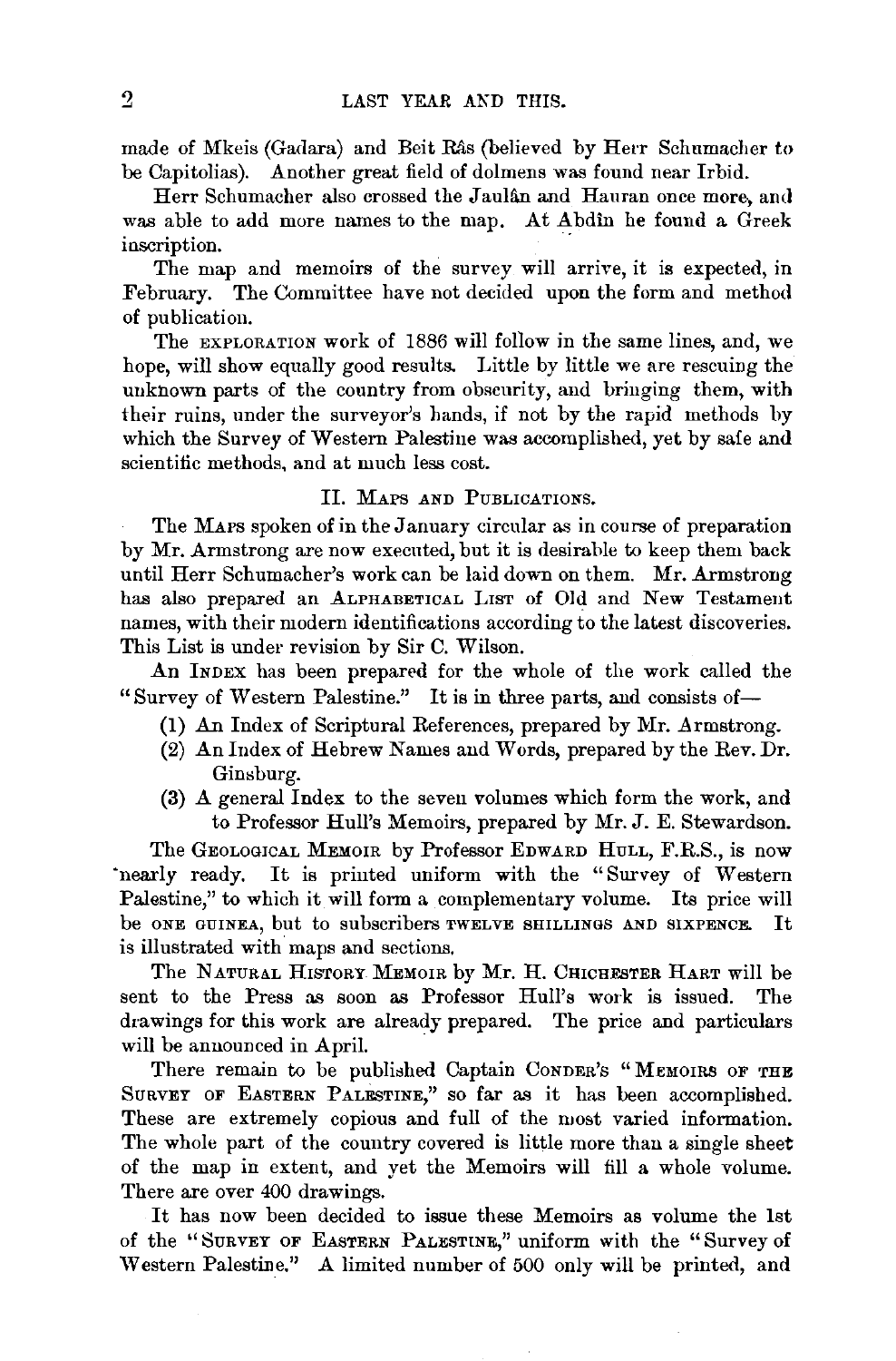made of Mkeis (Gadara) and Beit Râs (believed by Herr Schumacher to be Capitolias). Another great field of dolmens was found near Irbid.

Herr Schumacher also crossed the Jaulân and Hauran once more, and was able to add more names to the map. At Abdîn he found a Greek inscription.

The map and memoirs of the survey will arrive, it is expected, in February. The Committee have not decided upon the form and method of publication.

The EXPLORATION work of 1886 will follow in the same lines, and, we hope, will show equally good results. Little by little we are rescuing the unknown parts of the country from obscurity, and bringing them, with their ruins, under the surveyor's hands, if not by the rapid methods by which the Survey of Western Palestine was accomplished, yet by safe and scientific methods, and at much less cost.

## II. MAPS AND PUBLICATIONS.

The MAPS spoken of in the January circular as in course of preparation by Mr. Armstrong are now executed, but it is desirable to keep them back until Herr Schumacher's work can be laid down on them. Mr. Armstrong has also prepared an ALPHABETICAL LIST of Old and New Testament names, with their modern identifications according to the latest discoveries. This List is under revision by Sir C. Wilson.

An INDEX has been prepared for the whole of the work called the "Survey of Western Palestine." It is in three parts, and consists of—

(1) An Index of Scriptural References, prepared by Mr. Armstrong.
(2) An Index of Hebrew Names and Words, prepared by the Rev. Dr. Ginsburg.
(3) A general Index to the seven volumes which form the work, and to Professor Hull's Memoirs, prepared by Mr. J. E. Stewardson.

The GEOLOGICAL MEMOIR by Professor EDWARD HULL, F.R.S., is now nearly ready. It is printed uniform with the "Survey of Western Palestine," to which it will form a complementary volume. Its price will be ONE GUINEA, but to subscribers TWELVE SHILLINGS AND SIXPENCE. It is illustrated with maps and sections.

The NATURAL HISTORY MEMOIR by Mr. H. CHICHESTER HART will be sent to the Press as soon as Professor Hull's work is issued. The drawings for this work are already prepared. The price and particulars will be announced in April.

There remain to be published Captain CONDER'S "MEMOIRS OF THE SURVEY OF EASTERN PALESTINE," so far as it has been accomplished. These are extremely copious and full of the most varied information. The whole part of the country covered is little more than a single sheet of the map in extent, and yet the Memoirs will fill a whole volume. There are over 400 drawings.

It has now been decided to issue these Memoirs as volume the 1st of the "SURVEY OF EASTERN PALESTINE," uniform with the "Survey of Western Palestine." A limited number of 500 only will be printed, and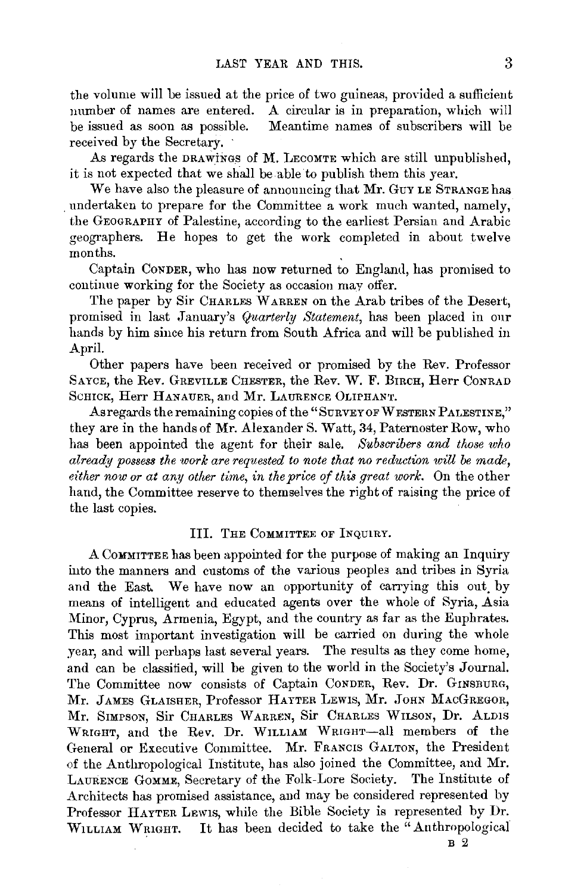the volume will be issued at the price of two guineas, provided a sufficient number of names are entered. A circular is in preparation, which will be issued as soon as possible. Meantime names of subscribers will be received by the Secretary.

As regards the DRAWINGS of M. LECOMTE which are still unpublished, it is not expected that we shall be able to publish them this year.

We have also the pleasure of announcing that Mr. GUY LE STRANGE has undertaken to prepare for the Committee a work much wanted, namely, the GEOGRAPHY of Palestine, according to the earliest Persian and Arabic geographers. He hopes to get the work completed in about twelve months.

Captain CONDER, who has now returned to England, has promised to continue working for the Society as occasion may offer.

The paper by Sir CHARLES WARREN on the Arab tribes of the Desert, promised in last January's *Quarterly Statement*, has been placed in our hands by him since his return from South Africa and will be published in April.

Other papers have been received or promised by the Rev. Professor SAYCE, the Rev. GREVILLE CHESTER, the Rev. W. F. BIRCH, Herr CONRAD SCHICK, Herr HANAUER, and Mr. LAURENCE OLIPHANT.

As regards the remaining copies of the "SURVEY OF WESTERN PALESTINE," they are in the hands of Mr. Alexander S. Watt, 34, Paternoster Row, who has been appointed the agent for their sale. *Subscribers and those who already possess the work are requested to note that no reduction will be made, either now or at any other time, in the price of this great work.* On the other hand, the Committee reserve to themselves the right of raising the price of the last copies.

## III. THE COMMITTEE OF INQUIRY.

A COMMITTEE has been appointed for the purpose of making an Inquiry into the manners and customs of the various peoples and tribes in Syria and the East. We have now an opportunity of carrying this out by means of intelligent and educated agents over the whole of Syria, Asia Minor, Cyprus, Armenia, Egypt, and the country as far as the Euphrates. This most important investigation will be carried on during the whole year, and will perhaps last several years. The results as they come home, and can be classified, will be given to the world in the Society's Journal. The Committee now consists of Captain CONDER, Rev. Dr. GINSBURG, Mr. JAMES GLAISHER, Professor HAYTER LEWIS, Mr. JOHN MACGREGOR, Mr. SIMPSON, Sir CHARLES WARREN, Sir CHARLES WILSON, Dr. ALDIS WRIGHT, and the Rev. Dr. WILLIAM WRIGHT—all members of the General or Executive Committee. Mr. FRANCIS GALTON, the President of the Anthropological Institute, has also joined the Committee, and Mr. LAURENCE GOMME, Secretary of the Folk-Lore Society. The Institute of Architects has promised assistance, and may be considered represented by Professor HAYTER LEWIS, while the Bible Society is represented by Dr. WILLIAM WRIGHT. It has been decided to take the "Anthropological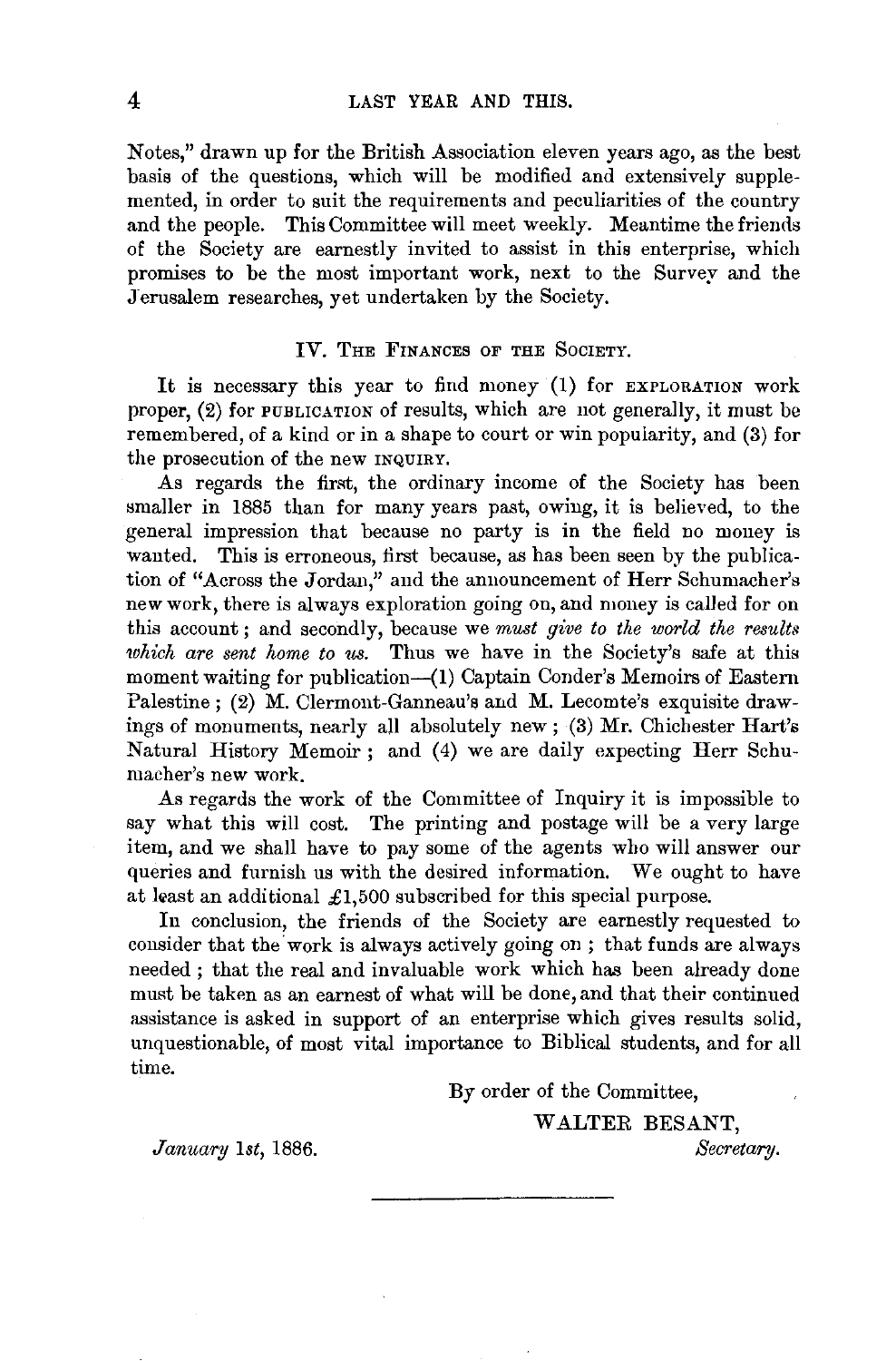Notes," drawn up for the British Association eleven years ago, as the best basis of the questions, which will be modified and extensively supplemented, in order to suit the requirements and peculiarities of the country and the people. This Committee will meet weekly. Meantime the friends of the Society are earnestly invited to assist in this enterprise, which promises to be the most important work, next to the Survey and the Jerusalem researches, yet undertaken by the Society.

## IV. The Finances of the Society.

It is necessary this year to find money (1) for EXPLORATION work proper, (2) for PUBLICATION of results, which are not generally, it must be remembered, of a kind or in a shape to court or win popularity, and (3) for the prosecution of the new INQUIRY.

As regards the first, the ordinary income of the Society has been smaller in 1885 than for many years past, owing, it is believed, to the general impression that because no party is in the field no money is wanted. This is erroneous, first because, as has been seen by the publication of "Across the Jordan," and the announcement of Herr Schumacher's new work, there is always exploration going on, and money is called for on this account; and secondly, because we *must give to the world the results which are sent home to us.* Thus we have in the Society's safe at this moment waiting for publication—(1) Captain Conder's Memoirs of Eastern Palestine; (2) M. Clermont-Ganneau's and M. Lecomte's exquisite drawings of monuments, nearly all absolutely new; (3) Mr. Chichester Hart's Natural History Memoir; and (4) we are daily expecting Herr Schumacher's new work.

As regards the work of the Committee of Inquiry it is impossible to say what this will cost. The printing and postage will be a very large item, and we shall have to pay some of the agents who will answer our queries and furnish us with the desired information. We ought to have at least an additional £1,500 subscribed for this special purpose.

In conclusion, the friends of the Society are earnestly requested to consider that the work is always actively going on; that funds are always needed; that the real and invaluable work which has been already done must be taken as an earnest of what will be done, and that their continued assistance is asked in support of an enterprise which gives results solid, unquestionable, of most vital importance to Biblical students, and for all time.

By order of the Committee,

WALTER BESANT,
*Secretary.*

*January 1st,* 1886.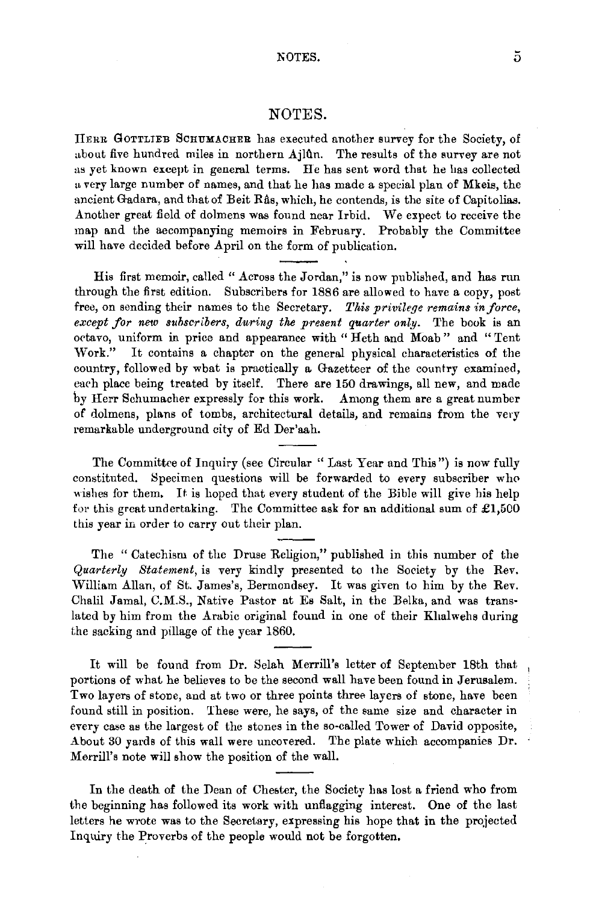# NOTES.

HERR GOTTLIEB SCHUMACHER has executed another survey for the Society, of about five hundred miles in northern Ajlûn. The results of the survey are not as yet known except in general terms. He has sent word that he has collected a very large number of names, and that he has made a special plan of Mkeis, the ancient Gadara, and that of Beit Râs, which, he contends, is the site of Capitolias. Another great field of dolmens was found near Irbid. We expect to receive the map and the accompanying memoirs in February. Probably the Committee will have decided before April on the form of publication.

His first memoir, called "Across the Jordan," is now published, and has run through the first edition. Subscribers for 1886 are allowed to have a copy, post free, on sending their names to the Secretary. *This privilege remains in force, except for new subscribers, during the present quarter only.* The book is an octavo, uniform in price and appearance with "Heth and Moab" and "Tent Work." It contains a chapter on the general physical characteristics of the country, followed by what is practically a Gazetteer of the country examined, each place being treated by itself. There are 150 drawings, all new, and made by Herr Schumacher expressly for this work. Among them are a great number of dolmens, plans of tombs, architectural details, and remains from the very remarkable underground city of Ed Der'aah.

The Committee of Inquiry (see Circular "Last Year and This") is now fully constituted. Specimen questions will be forwarded to every subscriber who wishes for them. It is hoped that every student of the Bible will give his help for this great undertaking. The Committee ask for an additional sum of £1,500 this year in order to carry out their plan.

The "Catechism of the Druse Religion," published in this number of the *Quarterly Statement*, is very kindly presented to the Society by the Rev. William Allan, of St. James's, Bermondsey. It was given to him by the Rev. Chalil Jamal, C.M.S., Native Pastor at Es Salt, in the Belka, and was translated by him from the Arabic original found in one of their Khalwehs during the sacking and pillage of the year 1860.

It will be found from Dr. Selah Merrill's letter of September 18th that portions of what he believes to be the second wall have been found in Jerusalem. Two layers of stone, and at two or three points three layers of stone, have been found still in position. These were, he says, of the same size and character in every case as the largest of the stones in the so-called Tower of David opposite. About 30 yards of this wall were uncovered. The plate which accompanies Dr. Merrill's note will show the position of the wall.

In the death of the Dean of Chester, the Society has lost a friend who from the beginning has followed its work with unflagging interest. One of the last letters he wrote was to the Secretary, expressing his hope that in the projected Inquiry the Proverbs of the people would not be forgotten.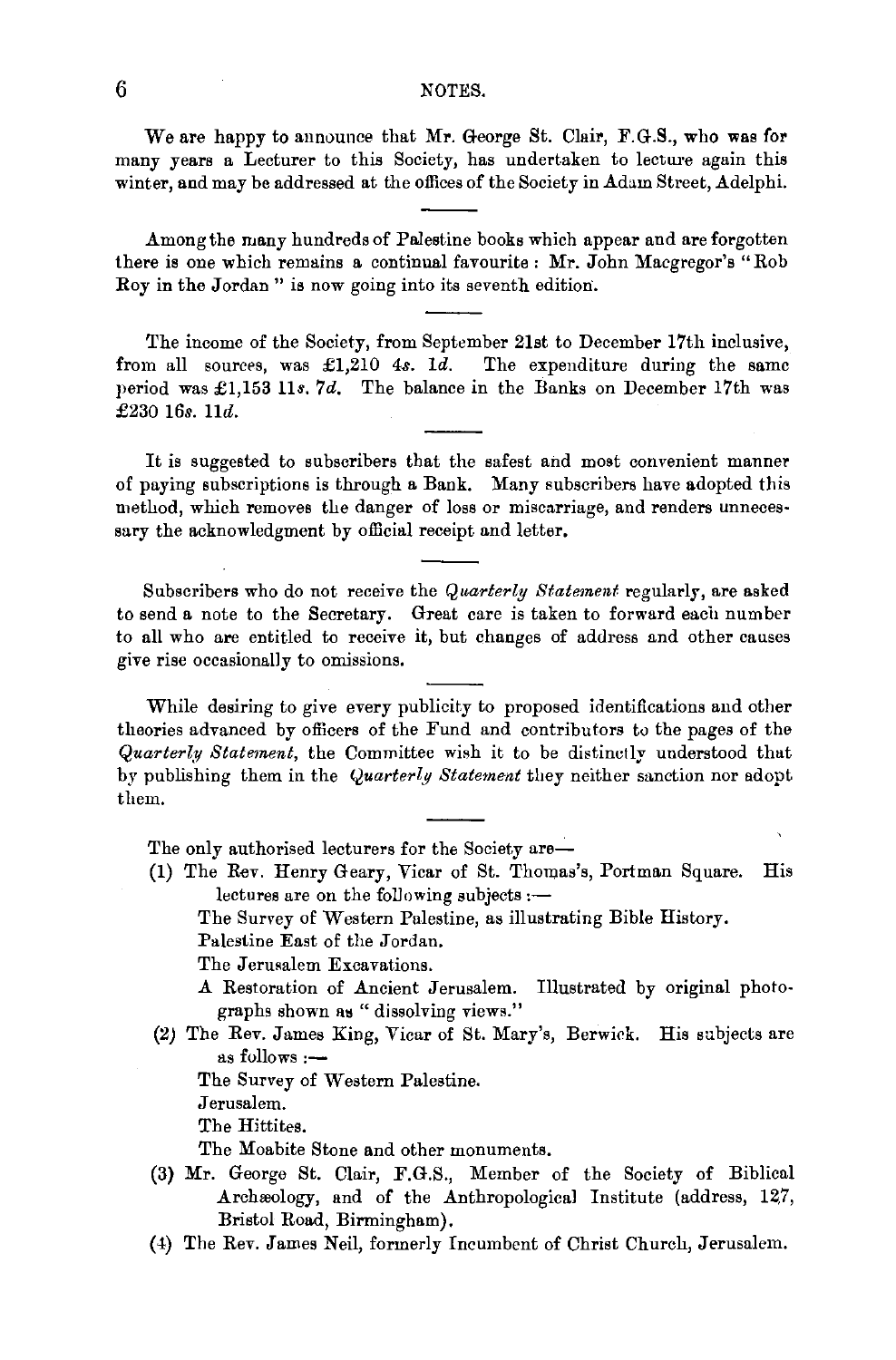We are happy to announce that Mr. George St. Clair, F.G.S., who was for many years a Lecturer to this Society, has undertaken to lecture again this winter, and may be addressed at the offices of the Society in Adam Street, Adelphi.

---

Among the many hundreds of Palestine books which appear and are forgotten there is one which remains a continual favourite: Mr. John Macgregor's "Rob Roy in the Jordan" is now going into its seventh edition.

---

The income of the Society, from September 21st to December 17th inclusive, from all sources, was £1,210 4*s.* 1*d.* The expenditure during the same period was £1,153 11*s.* 7*d.* The balance in the Banks on December 17th was £230 16*s.* 11*d.*

---

It is suggested to subscribers that the safest and most convenient manner of paying subscriptions is through a Bank. Many subscribers have adopted this method, which removes the danger of loss or miscarriage, and renders unnecessary the acknowledgment by official receipt and letter.

---

Subscribers who do not receive the *Quarterly Statement* regularly, are asked to send a note to the Secretary. Great care is taken to forward each number to all who are entitled to receive it, but changes of address and other causes give rise occasionally to omissions.

---

While desiring to give every publicity to proposed identifications and other theories advanced by officers of the Fund and contributors to the pages of the *Quarterly Statement*, the Committee wish it to be distinctly understood that by publishing them in the *Quarterly Statement* they neither sanction nor adopt them.

---

The only authorised lecturers for the Society are—

(1) The Rev. Henry Geary, Vicar of St. Thomas's, Portman Square. His lectures are on the following subjects:—

The Survey of Western Palestine, as illustrating Bible History.

Palestine East of the Jordan.

The Jerusalem Excavations.

A Restoration of Ancient Jerusalem. Illustrated by original photographs shown as "dissolving views."

(2) The Rev. James King, Vicar of St. Mary's, Berwick. His subjects are as follows:—

The Survey of Western Palestine.

Jerusalem.

The Hittites.

The Moabite Stone and other monuments.

(3) Mr. George St. Clair, F.G.S., Member of the Society of Biblical Archæology, and of the Anthropological Institute (address, 127, Bristol Road, Birmingham).

(4) The Rev. James Neil, formerly Incumbent of Christ Church, Jerusalem.